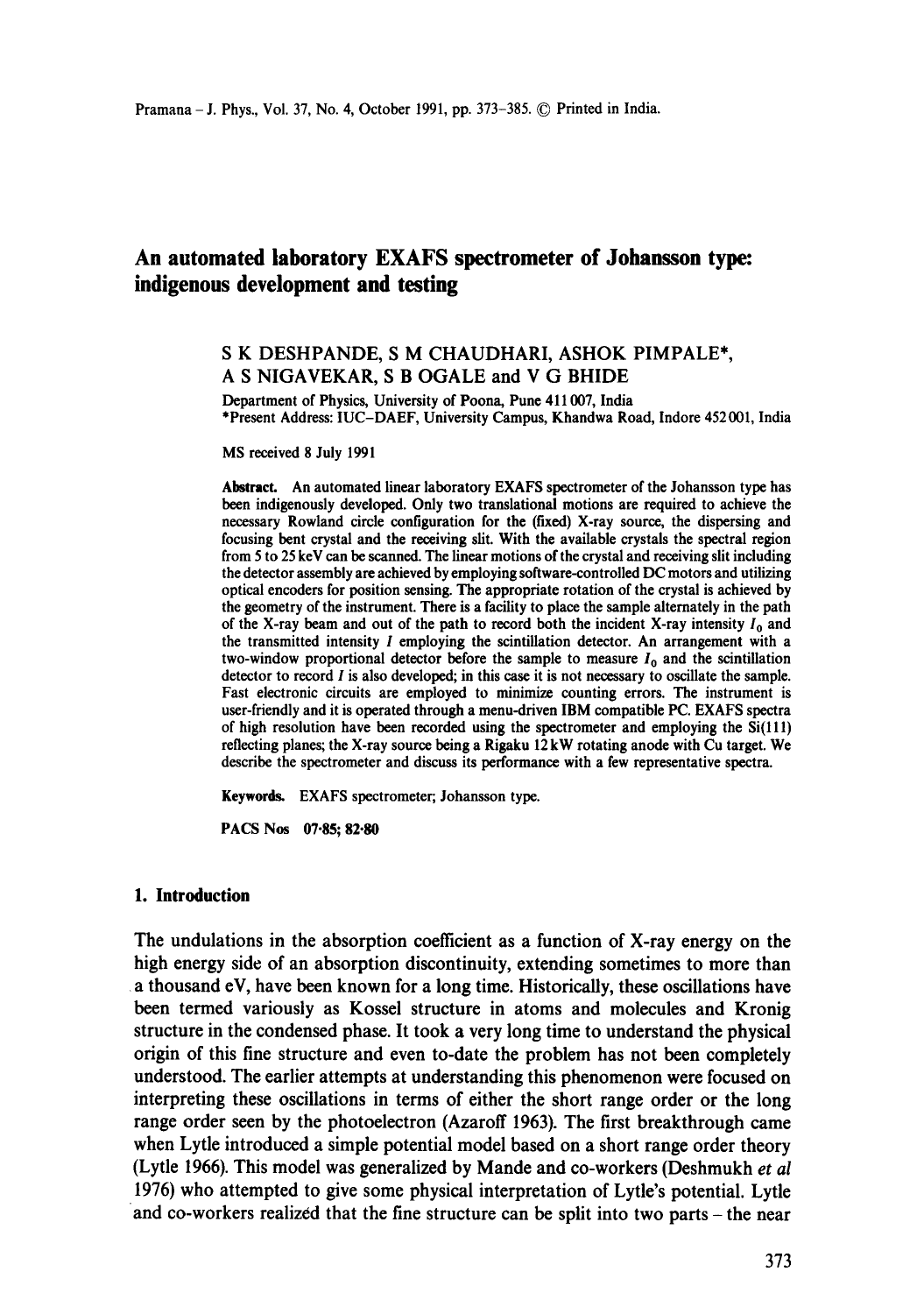# An automated laboratory EXAFS spectrometer of Johansson type: indigenous development and testing

S K DESHPANDE, S M CHAUDHARI, ASHOK PIMPALE*, A S NIGAVEKAR, S B OGALE and V G BHIDE

Department of Physics, University of Poona, Pune 411 007, India

*Present Address: IUC–DAEF, University Campus, Khandwa Road, Indore 452 001, India

MS received 8 July 1991

**Abstract.** An automated linear laboratory EXAFS spectrometer of the Johansson type has been indigenously developed. Only two translational motions are required to achieve the necessary Rowland circle configuration for the (fixed) X-ray source, the dispersing and focusing bent crystal and the receiving slit. With the available crystals the spectral region from 5 to 25 keV can be scanned. The linear motions of the crystal and receiving slit including the detector assembly are achieved by employing software-controlled DC motors and utilizing optical encoders for position sensing. The appropriate rotation of the crystal is achieved by the geometry of the instrument. There is a facility to place the sample alternately in the path of the X-ray beam and out of the path to record both the incident X-ray intensity $I_0$ and the transmitted intensity $I$ employing the scintillation detector. An arrangement with a two-window proportional detector before the sample to measure $I_0$ and the scintillation detector to record $I$ is also developed; in this case it is not necessary to oscillate the sample. Fast electronic circuits are employed to minimize counting errors. The instrument is user-friendly and it is operated through a menu-driven IBM compatible PC. EXAFS spectra of high resolution have been recorded using the spectrometer and employing the Si(111) reflecting planes; the X-ray source being a Rigaku 12 kW rotating anode with Cu target. We describe the spectrometer and discuss its performance with a few representative spectra.

**Keywords.** EXAFS spectrometer; Johansson type.

**PACS Nos** 07·85; 82·80

## 1. Introduction

The undulations in the absorption coefficient as a function of X-ray energy on the high energy side of an absorption discontinuity, extending sometimes to more than a thousand eV, have been known for a long time. Historically, these oscillations have been termed variously as Kossel structure in atoms and molecules and Kronig structure in the condensed phase. It took a very long time to understand the physical origin of this fine structure and even to-date the problem has not been completely understood. The earlier attempts at understanding this phenomenon were focused on interpreting these oscillations in terms of either the short range order or the long range order seen by the photoelectron (Azaroff 1963). The first breakthrough came when Lytle introduced a simple potential model based on a short range order theory (Lytle 1966). This model was generalized by Mande and co-workers (Deshmukh *et al* 1976) who attempted to give some physical interpretation of Lytle's potential. Lytle and co-workers realizëd that the fine structure can be split into two parts – the near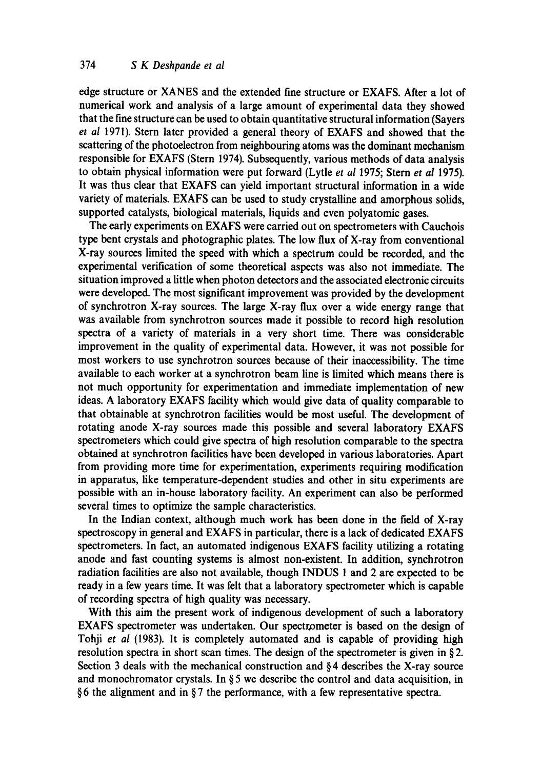edge structure or XANES and the extended fine structure or EXAFS. After a lot of numerical work and analysis of a large amount of experimental data they showed that the fine structure can be used to obtain quantitative structural information (Sayers *et al* 1971). Stern later provided a general theory of EXAFS and showed that the scattering of the photoelectron from neighbouring atoms was the dominant mechanism responsible for EXAFS (Stern 1974). Subsequently, various methods of data analysis to obtain physical information were put forward (Lytle *et al* 1975; Stern *et al* 1975). It was thus clear that EXAFS can yield important structural information in a wide variety of materials. EXAFS can be used to study crystalline and amorphous solids, supported catalysts, biological materials, liquids and even polyatomic gases.

The early experiments on EXAFS were carried out on spectrometers with Cauchois type bent crystals and photographic plates. The low flux of X-ray from conventional X-ray sources limited the speed with which a spectrum could be recorded, and the experimental verification of some theoretical aspects was also not immediate. The situation improved a little when photon detectors and the associated electronic circuits were developed. The most significant improvement was provided by the development of synchrotron X-ray sources. The large X-ray flux over a wide energy range that was available from synchrotron sources made it possible to record high resolution spectra of a variety of materials in a very short time. There was considerable improvement in the quality of experimental data. However, it was not possible for most workers to use synchrotron sources because of their inaccessibility. The time available to each worker at a synchrotron beam line is limited which means there is not much opportunity for experimentation and immediate implementation of new ideas. A laboratory EXAFS facility which would give data of quality comparable to that obtainable at synchrotron facilities would be most useful. The development of rotating anode X-ray sources made this possible and several laboratory EXAFS spectrometers which could give spectra of high resolution comparable to the spectra obtained at synchrotron facilities have been developed in various laboratories. Apart from providing more time for experimentation, experiments requiring modification in apparatus, like temperature-dependent studies and other in situ experiments are possible with an in-house laboratory facility. An experiment can also be performed several times to optimize the sample characteristics.

In the Indian context, although much work has been done in the field of X-ray spectroscopy in general and EXAFS in particular, there is a lack of dedicated EXAFS spectrometers. In fact, an automated indigenous EXAFS facility utilizing a rotating anode and fast counting systems is almost non-existent. In addition, synchrotron radiation facilities are also not available, though INDUS 1 and 2 are expected to be ready in a few years time. It was felt that a laboratory spectrometer which is capable of recording spectra of high quality was necessary.

With this aim the present work of indigenous development of such a laboratory EXAFS spectrometer was undertaken. Our spectrometer is based on the design of Tohji *et al* (1983). It is completely automated and is capable of providing high resolution spectra in short scan times. The design of the spectrometer is given in § 2. Section 3 deals with the mechanical construction and § 4 describes the X-ray source and monochromator crystals. In § 5 we describe the control and data acquisition, in § 6 the alignment and in § 7 the performance, with a few representative spectra.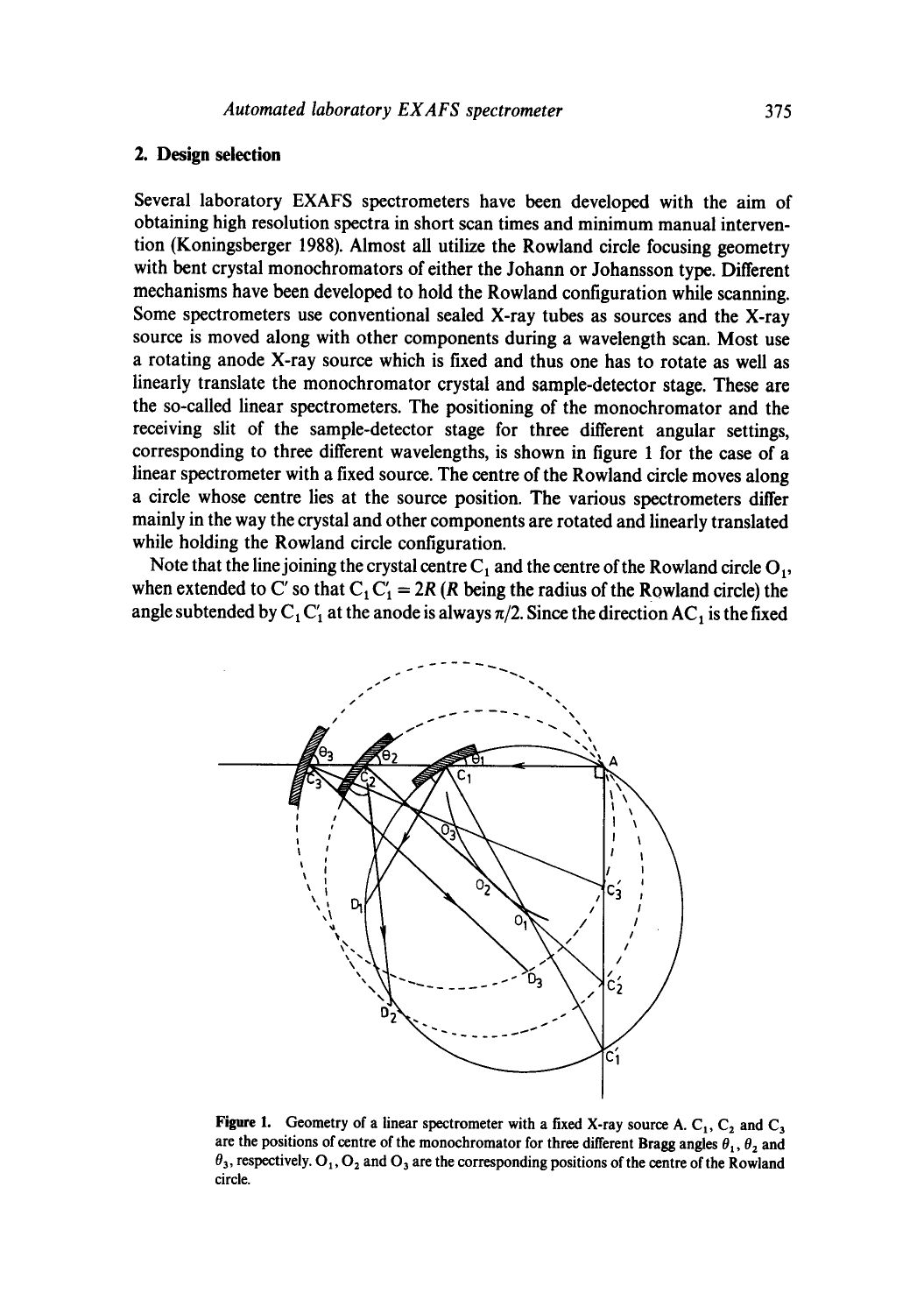## 2. Design selection

Several laboratory EXAFS spectrometers have been developed with the aim of obtaining high resolution spectra in short scan times and minimum manual intervention (Koningsberger 1988). Almost all utilize the Rowland circle focusing geometry with bent crystal monochromators of either the Johann or Johansson type. Different mechanisms have been developed to hold the Rowland configuration while scanning. Some spectrometers use conventional sealed X-ray tubes as sources and the X-ray source is moved along with other components during a wavelength scan. Most use a rotating anode X-ray source which is fixed and thus one has to rotate as well as linearly translate the monochromator crystal and sample-detector stage. These are the so-called linear spectrometers. The positioning of the monochromator and the receiving slit of the sample-detector stage for three different angular settings, corresponding to three different wavelengths, is shown in figure 1 for the case of a linear spectrometer with a fixed source. The centre of the Rowland circle moves along a circle whose centre lies at the source position. The various spectrometers differ mainly in the way the crystal and other components are rotated and linearly translated while holding the Rowland circle configuration.

Note that the line joining the crystal centre $C_1$ and the centre of the Rowland circle $O_1$, when extended to C′ so that $C_1C_1' = 2R$ ($R$ being the radius of the Rowland circle) the angle subtended by $C_1C_1'$ at the anode is always $\pi/2$. Since the direction $AC_1$ is the fixed

**Figure 1.** Geometry of a linear spectrometer with a fixed X-ray source A. $C_1$, $C_2$ and $C_3$ are the positions of centre of the monochromator for three different Bragg angles $\theta_1$, $\theta_2$ and $\theta_3$, respectively. $O_1$, $O_2$ and $O_3$ are the corresponding positions of the centre of the Rowland circle.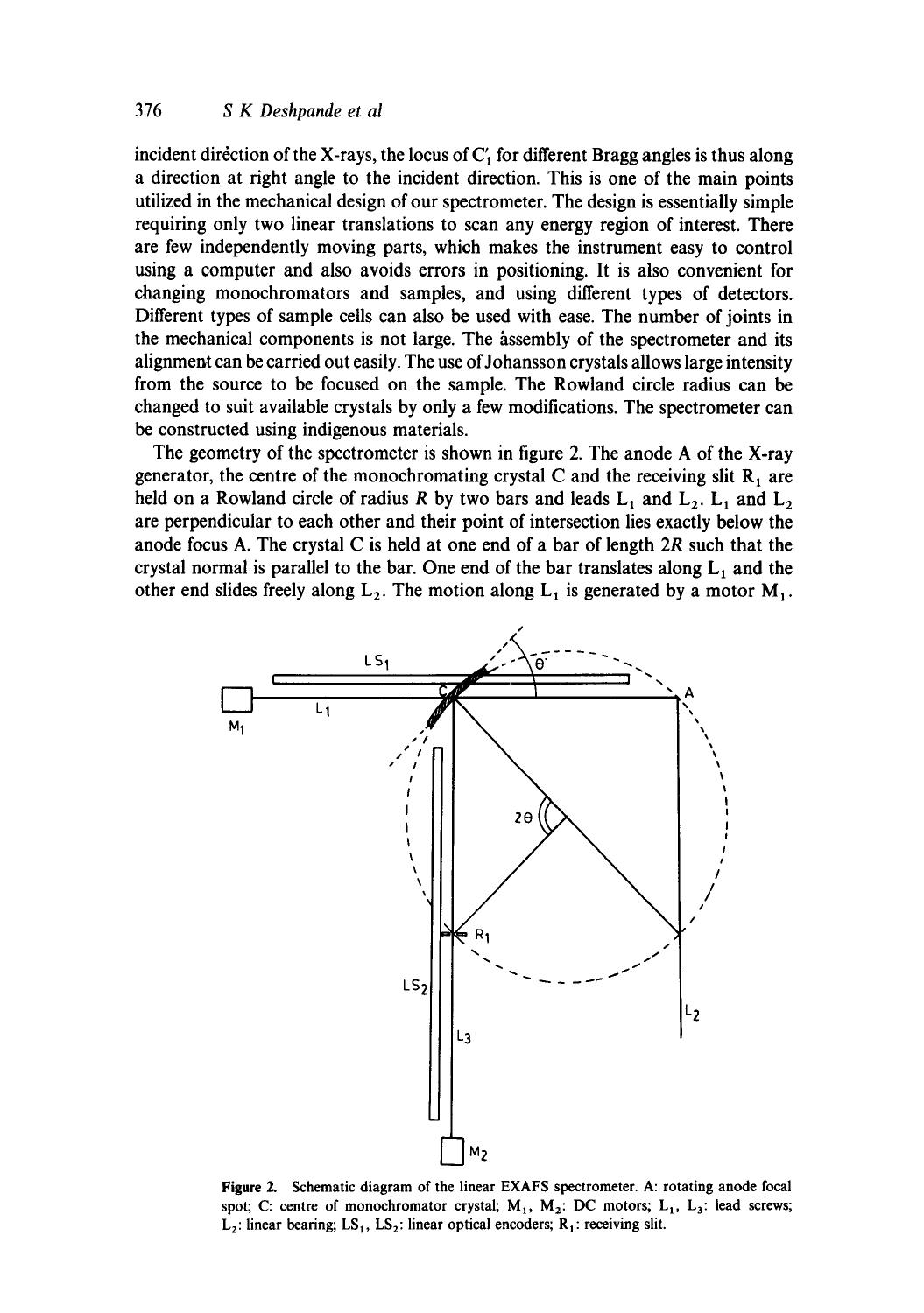incident direction of the X-rays, the locus of $C_1'$ for different Bragg angles is thus along a direction at right angle to the incident direction. This is one of the main points utilized in the mechanical design of our spectrometer. The design is essentially simple requiring only two linear translations to scan any energy region of interest. There are few independently moving parts, which makes the instrument easy to control using a computer and also avoids errors in positioning. It is also convenient for changing monochromators and samples, and using different types of detectors. Different types of sample cells can also be used with ease. The number of joints in the mechanical components is not large. The assembly of the spectrometer and its alignment can be carried out easily. The use of Johansson crystals allows large intensity from the source to be focused on the sample. The Rowland circle radius can be changed to suit available crystals by only a few modifications. The spectrometer can be constructed using indigenous materials.

The geometry of the spectrometer is shown in figure 2. The anode A of the X-ray generator, the centre of the monochromating crystal C and the receiving slit $R_1$ are held on a Rowland circle of radius $R$ by two bars and leads $L_1$ and $L_2$. $L_1$ and $L_2$ are perpendicular to each other and their point of intersection lies exactly below the anode focus A. The crystal C is held at one end of a bar of length $2R$ such that the crystal normal is parallel to the bar. One end of the bar translates along $L_1$ and the other end slides freely along $L_2$. The motion along $L_1$ is generated by a motor $M_1$.

**Figure 2.** Schematic diagram of the linear EXAFS spectrometer. A: rotating anode focal spot; C: centre of monochromator crystal; $M_1$, $M_2$: DC motors; $L_1$, $L_3$: lead screws; $L_2$: linear bearing; $LS_1$, $LS_2$: linear optical encoders; $R_1$: receiving slit.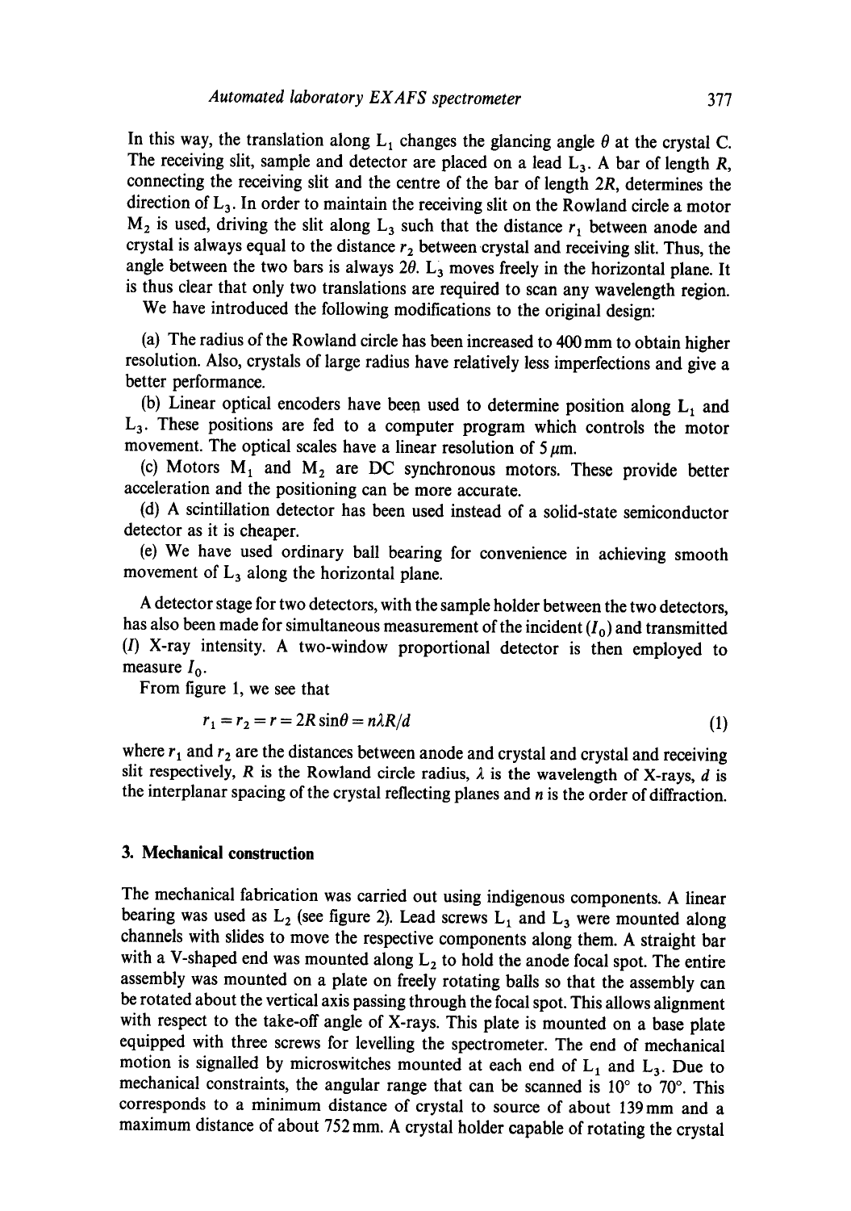In this way, the translation along $L_1$ changes the glancing angle $\theta$ at the crystal C. The receiving slit, sample and detector are placed on a lead $L_3$. A bar of length $R$, connecting the receiving slit and the centre of the bar of length $2R$, determines the direction of $L_3$. In order to maintain the receiving slit on the Rowland circle a motor $M_2$ is used, driving the slit along $L_3$ such that the distance $r_1$ between anode and crystal is always equal to the distance $r_2$ between crystal and receiving slit. Thus, the angle between the two bars is always $2\theta$. $L_3$ moves freely in the horizontal plane. It is thus clear that only two translations are required to scan any wavelength region.

We have introduced the following modifications to the original design:

(a) The radius of the Rowland circle has been increased to 400 mm to obtain higher resolution. Also, crystals of large radius have relatively less imperfections and give a better performance.

(b) Linear optical encoders have been used to determine position along $L_1$ and $L_3$. These positions are fed to a computer program which controls the motor movement. The optical scales have a linear resolution of 5 $\mu$m.

(c) Motors $M_1$ and $M_2$ are DC synchronous motors. These provide better acceleration and the positioning can be more accurate.

(d) A scintillation detector has been used instead of a solid-state semiconductor detector as it is cheaper.

(e) We have used ordinary ball bearing for convenience in achieving smooth movement of $L_3$ along the horizontal plane.

A detector stage for two detectors, with the sample holder between the two detectors, has also been made for simultaneous measurement of the incident ($I_0$) and transmitted ($I$) X-ray intensity. A two-window proportional detector is then employed to measure $I_0$.

From figure 1, we see that

$$r_1 = r_2 = r = 2R\sin\theta = n\lambda R/d \tag{1}$$

where $r_1$ and $r_2$ are the distances between anode and crystal and crystal and receiving slit respectively, $R$ is the Rowland circle radius, $\lambda$ is the wavelength of X-rays, $d$ is the interplanar spacing of the crystal reflecting planes and $n$ is the order of diffraction.

## 3. Mechanical construction

The mechanical fabrication was carried out using indigenous components. A linear bearing was used as $L_2$ (see figure 2). Lead screws $L_1$ and $L_3$ were mounted along channels with slides to move the respective components along them. A straight bar with a V-shaped end was mounted along $L_2$ to hold the anode focal spot. The entire assembly was mounted on a plate on freely rotating balls so that the assembly can be rotated about the vertical axis passing through the focal spot. This allows alignment with respect to the take-off angle of X-rays. This plate is mounted on a base plate equipped with three screws for levelling the spectrometer. The end of mechanical motion is signalled by microswitches mounted at each end of $L_1$ and $L_3$. Due to mechanical constraints, the angular range that can be scanned is 10° to 70°. This corresponds to a minimum distance of crystal to source of about 139 mm and a maximum distance of about 752 mm. A crystal holder capable of rotating the crystal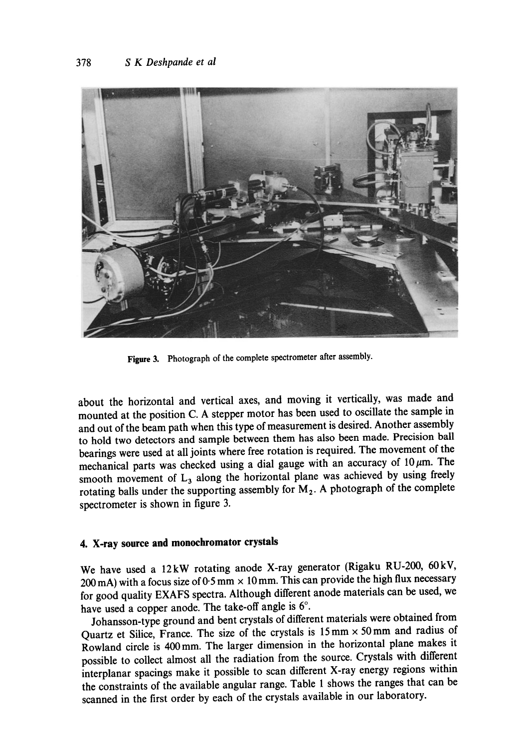Figure 3. Photograph of the complete spectrometer after assembly.

about the horizontal and vertical axes, and moving it vertically, was made and mounted at the position C. A stepper motor has been used to oscillate the sample in and out of the beam path when this type of measurement is desired. Another assembly to hold two detectors and sample between them has also been made. Precision ball bearings were used at all joints where free rotation is required. The movement of the mechanical parts was checked using a dial gauge with an accuracy of 10 $\mu$m. The smooth movement of $L_3$ along the horizontal plane was achieved by using freely rotating balls under the supporting assembly for $M_2$. A photograph of the complete spectrometer is shown in figure 3.

## 4. X-ray source and monochromator crystals

We have used a 12 kW rotating anode X-ray generator (Rigaku RU-200, 60 kV, 200 mA) with a focus size of 0·5 mm × 10 mm. This can provide the high flux necessary for good quality EXAFS spectra. Although different anode materials can be used, we have used a copper anode. The take-off angle is 6°.

Johansson-type ground and bent crystals of different materials were obtained from Quartz et Silice, France. The size of the crystals is 15 mm × 50 mm and radius of Rowland circle is 400 mm. The larger dimension in the horizontal plane makes it possible to collect almost all the radiation from the source. Crystals with different interplanar spacings make it possible to scan different X-ray energy regions within the constraints of the available angular range. Table 1 shows the ranges that can be scanned in the first order by each of the crystals available in our laboratory.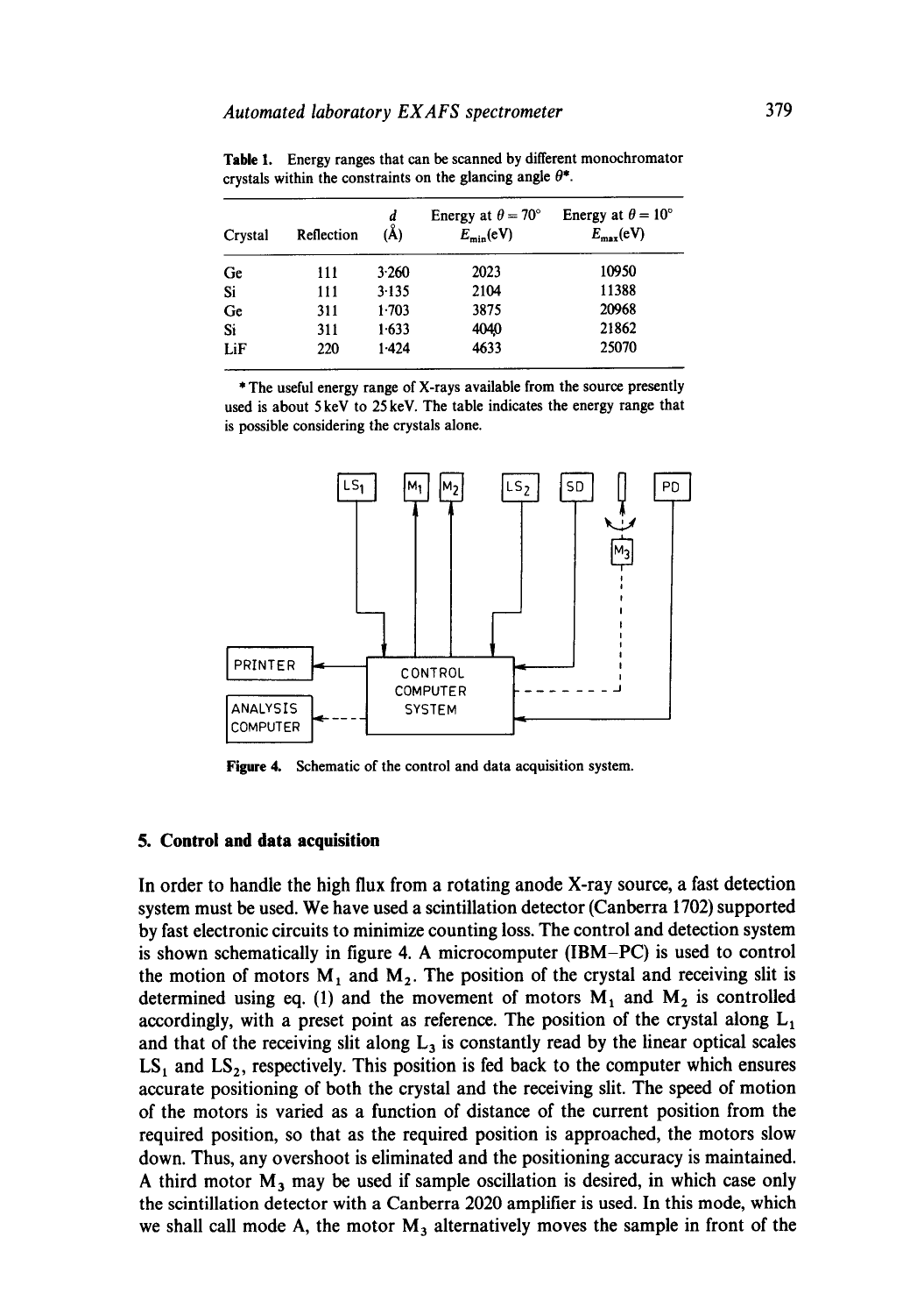**Table 1.** Energy ranges that can be scanned by different monochromator crystals within the constraints on the glancing angle $\theta$*.

| Crystal | Reflection | $d$ (Å) | Energy at $\theta = 70°$ $E_{min}$(eV) | Energy at $\theta = 10°$ $E_{max}$(eV) |
|---|---|---|---|---|
| Ge | 111 | 3·260 | 2023 | 10950 |
| Si | 111 | 3·135 | 2104 | 11388 |
| Ge | 311 | 1·703 | 3875 | 20968 |
| Si | 311 | 1·633 | 4040 | 21862 |
| LiF | 220 | 1·424 | 4633 | 25070 |

* The useful energy range of X-rays available from the source presently used is about 5 keV to 25 keV. The table indicates the energy range that is possible considering the crystals alone.

**Figure 4.** Schematic of the control and data acquisition system.

## 5. Control and data acquisition

In order to handle the high flux from a rotating anode X-ray source, a fast detection system must be used. We have used a scintillation detector (Canberra 1702) supported by fast electronic circuits to minimize counting loss. The control and detection system is shown schematically in figure 4. A microcomputer (IBM–PC) is used to control the motion of motors $M_1$ and $M_2$. The position of the crystal and receiving slit is determined using eq. (1) and the movement of motors $M_1$ and $M_2$ is controlled accordingly, with a preset point as reference. The position of the crystal along $L_1$ and that of the receiving slit along $L_3$ is constantly read by the linear optical scales $LS_1$ and $LS_2$, respectively. This position is fed back to the computer which ensures accurate positioning of both the crystal and the receiving slit. The speed of motion of the motors is varied as a function of distance of the current position from the required position, so that as the required position is approached, the motors slow down. Thus, any overshoot is eliminated and the positioning accuracy is maintained. A third motor $M_3$ may be used if sample oscillation is desired, in which case only the scintillation detector with a Canberra 2020 amplifier is used. In this mode, which we shall call mode A, the motor $M_3$ alternatively moves the sample in front of the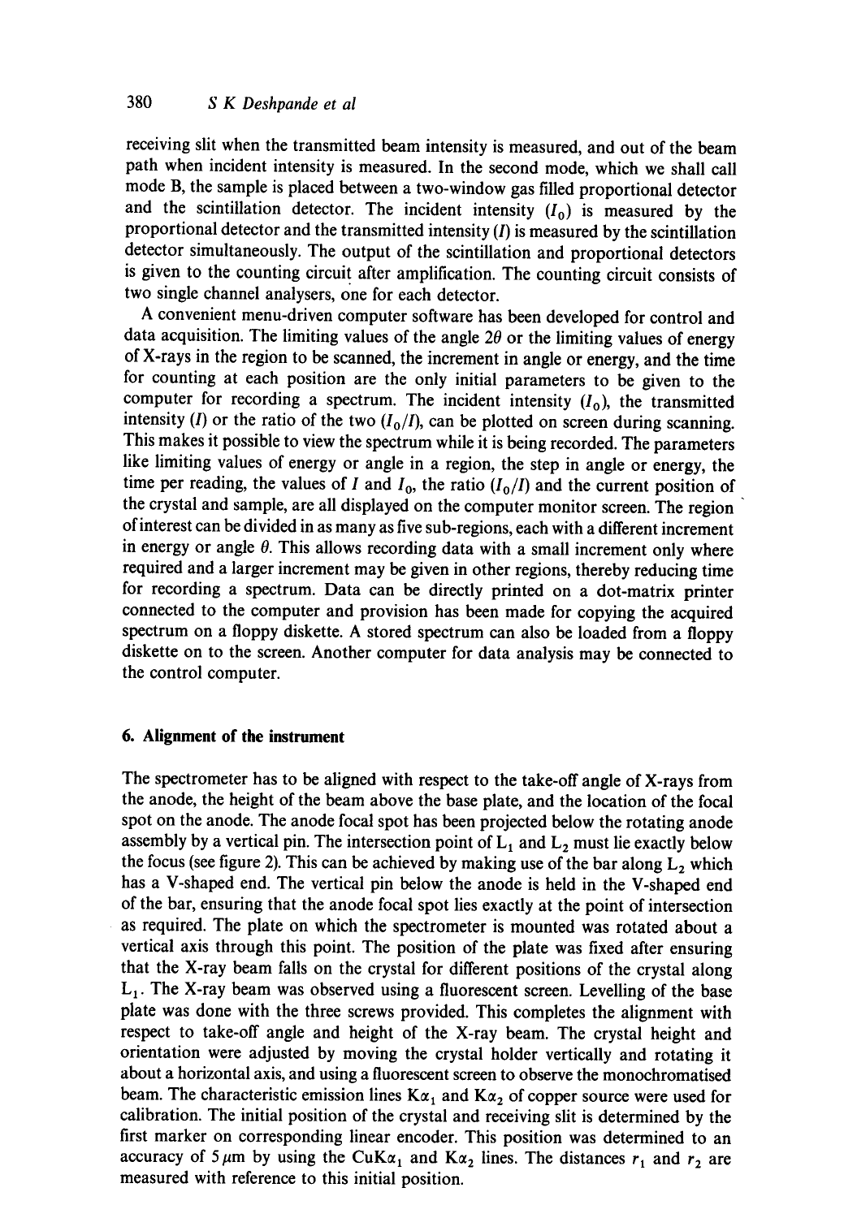receiving slit when the transmitted beam intensity is measured, and out of the beam path when incident intensity is measured. In the second mode, which we shall call mode B, the sample is placed between a two-window gas filled proportional detector and the scintillation detector. The incident intensity ($I_0$) is measured by the proportional detector and the transmitted intensity ($I$) is measured by the scintillation detector simultaneously. The output of the scintillation and proportional detectors is given to the counting circuit after amplification. The counting circuit consists of two single channel analysers, one for each detector.

A convenient menu-driven computer software has been developed for control and data acquisition. The limiting values of the angle $2\theta$ or the limiting values of energy of X-rays in the region to be scanned, the increment in angle or energy, and the time for counting at each position are the only initial parameters to be given to the computer for recording a spectrum. The incident intensity ($I_0$), the transmitted intensity ($I$) or the ratio of the two ($I_0/I$), can be plotted on screen during scanning. This makes it possible to view the spectrum while it is being recorded. The parameters like limiting values of energy or angle in a region, the step in angle or energy, the time per reading, the values of $I$ and $I_0$, the ratio ($I_0/I$) and the current position of the crystal and sample, are all displayed on the computer monitor screen. The region of interest can be divided in as many as five sub-regions, each with a different increment in energy or angle $\theta$. This allows recording data with a small increment only where required and a larger increment may be given in other regions, thereby reducing time for recording a spectrum. Data can be directly printed on a dot-matrix printer connected to the computer and provision has been made for copying the acquired spectrum on a floppy diskette. A stored spectrum can also be loaded from a floppy diskette on to the screen. Another computer for data analysis may be connected to the control computer.

## 6. Alignment of the instrument

The spectrometer has to be aligned with respect to the take-off angle of X-rays from the anode, the height of the beam above the base plate, and the location of the focal spot on the anode. The anode focal spot has been projected below the rotating anode assembly by a vertical pin. The intersection point of $L_1$ and $L_2$ must lie exactly below the focus (see figure 2). This can be achieved by making use of the bar along $L_2$ which has a V-shaped end. The vertical pin below the anode is held in the V-shaped end of the bar, ensuring that the anode focal spot lies exactly at the point of intersection as required. The plate on which the spectrometer is mounted was rotated about a vertical axis through this point. The position of the plate was fixed after ensuring that the X-ray beam falls on the crystal for different positions of the crystal along $L_1$. The X-ray beam was observed using a fluorescent screen. Levelling of the base plate was done with the three screws provided. This completes the alignment with respect to take-off angle and height of the X-ray beam. The crystal height and orientation were adjusted by moving the crystal holder vertically and rotating it about a horizontal axis, and using a fluorescent screen to observe the monochromatised beam. The characteristic emission lines $K\alpha_1$ and $K\alpha_2$ of copper source were used for calibration. The initial position of the crystal and receiving slit is determined by the first marker on corresponding linear encoder. This position was determined to an accuracy of $5\,\mu$m by using the $CuK\alpha_1$ and $K\alpha_2$ lines. The distances $r_1$ and $r_2$ are measured with reference to this initial position.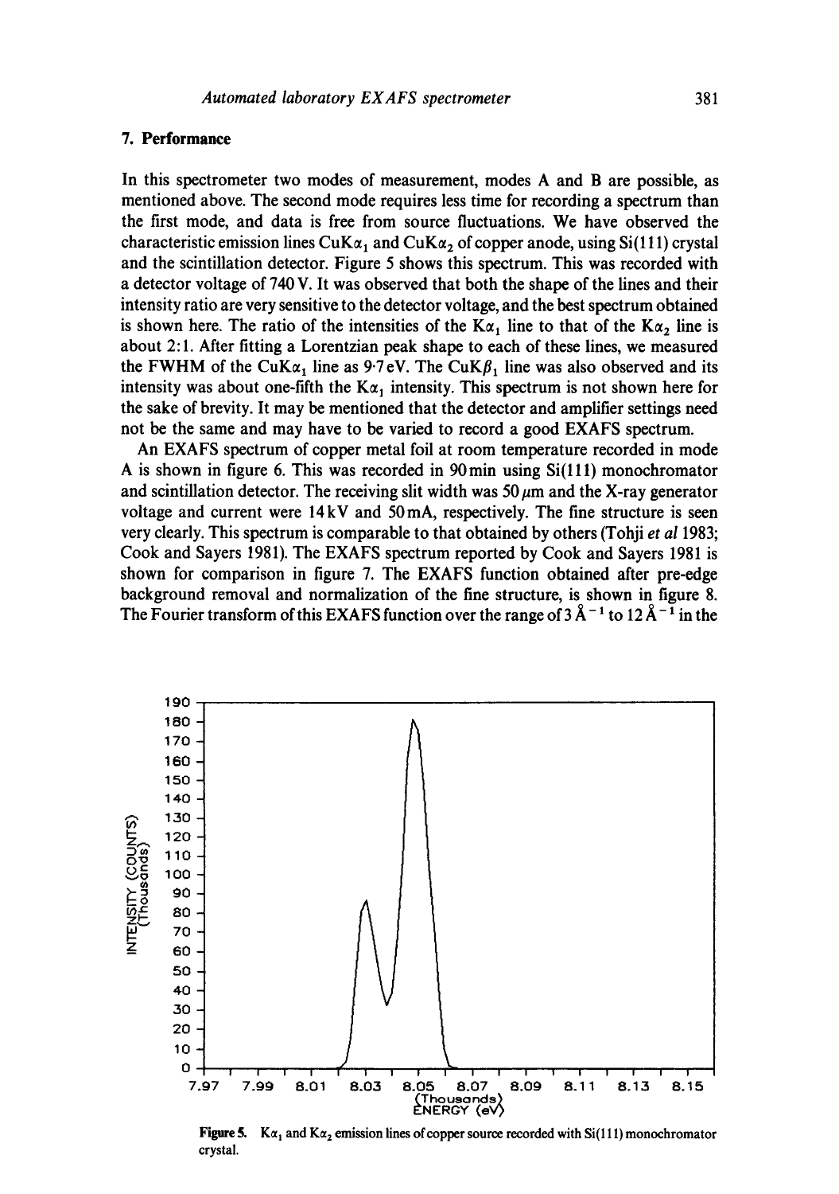## 7. Performance

In this spectrometer two modes of measurement, modes A and B are possible, as mentioned above. The second mode requires less time for recording a spectrum than the first mode, and data is free from source fluctuations. We have observed the characteristic emission lines Cu$K\alpha_1$ and Cu$K\alpha_2$ of copper anode, using Si(111) crystal and the scintillation detector. Figure 5 shows this spectrum. This was recorded with a detector voltage of 740 V. It was observed that both the shape of the lines and their intensity ratio are very sensitive to the detector voltage, and the best spectrum obtained is shown here. The ratio of the intensities of the $K\alpha_1$ line to that of the $K\alpha_2$ line is about 2:1. After fitting a Lorentzian peak shape to each of these lines, we measured the FWHM of the Cu$K\alpha_1$ line as 9·7 eV. The Cu$K\beta_1$ line was also observed and its intensity was about one-fifth the $K\alpha_1$ intensity. This spectrum is not shown here for the sake of brevity. It may be mentioned that the detector and amplifier settings need not be the same and may have to be varied to record a good EXAFS spectrum.

An EXAFS spectrum of copper metal foil at room temperature recorded in mode A is shown in figure 6. This was recorded in 90 min using Si(111) monochromator and scintillation detector. The receiving slit width was 50 $\mu$m and the X-ray generator voltage and current were 14 kV and 50 mA, respectively. The fine structure is seen very clearly. This spectrum is comparable to that obtained by others (Tohji *et al* 1983; Cook and Sayers 1981). The EXAFS spectrum reported by Cook and Sayers 1981 is shown for comparison in figure 7. The EXAFS function obtained after pre-edge background removal and normalization of the fine structure, is shown in figure 8. The Fourier transform of this EXAFS function over the range of 3 $\text{Å}^{-1}$ to 12 $\text{Å}^{-1}$ in the

**Figure 5.** $K\alpha_1$ and $K\alpha_2$ emission lines of copper source recorded with Si(111) monochromator crystal.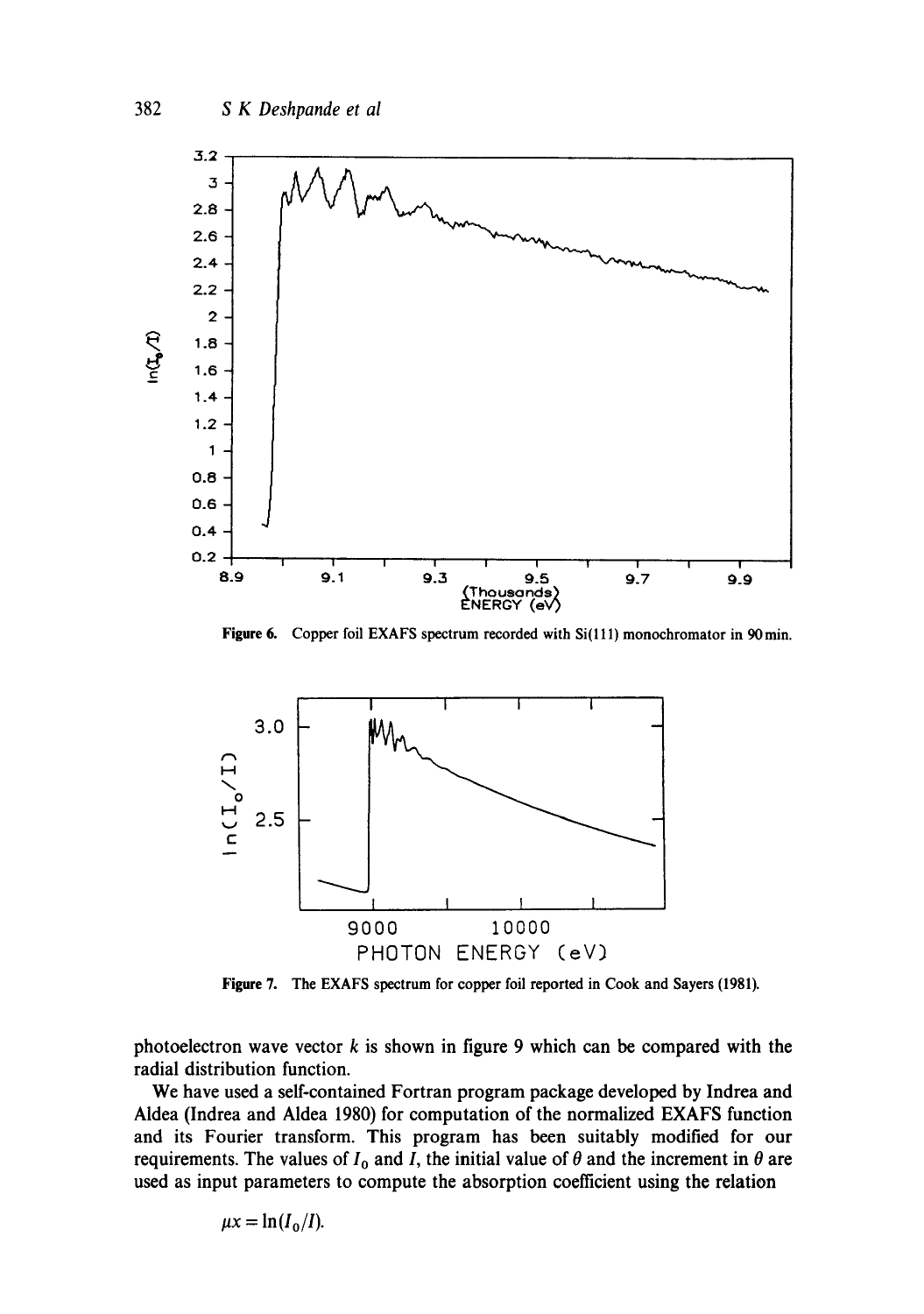Figure 6. Copper foil EXAFS spectrum recorded with Si(111) monochromator in 90 min.

Figure 7. The EXAFS spectrum for copper foil reported in Cook and Sayers (1981).

photoelectron wave vector $k$ is shown in figure 9 which can be compared with the radial distribution function.

We have used a self-contained Fortran program package developed by Indrea and Aldea (Indrea and Aldea 1980) for computation of the normalized EXAFS function and its Fourier transform. This program has been suitably modified for our requirements. The values of $I_0$ and $I$, the initial value of $\theta$ and the increment in $\theta$ are used as input parameters to compute the absorption coefficient using the relation

$$\mu x = \ln(I_0/I).$$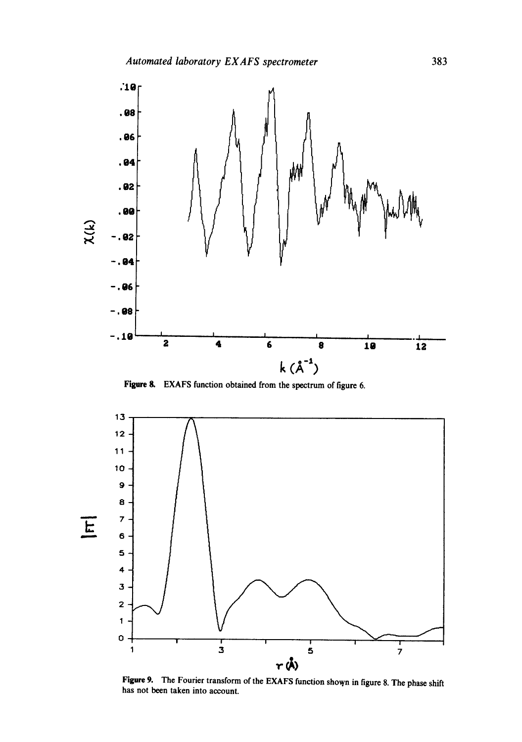Figure 8. EXAFS function obtained from the spectrum of figure 6.

Figure 9. The Fourier transform of the EXAFS function shown in figure 8. The phase shift has not been taken into account.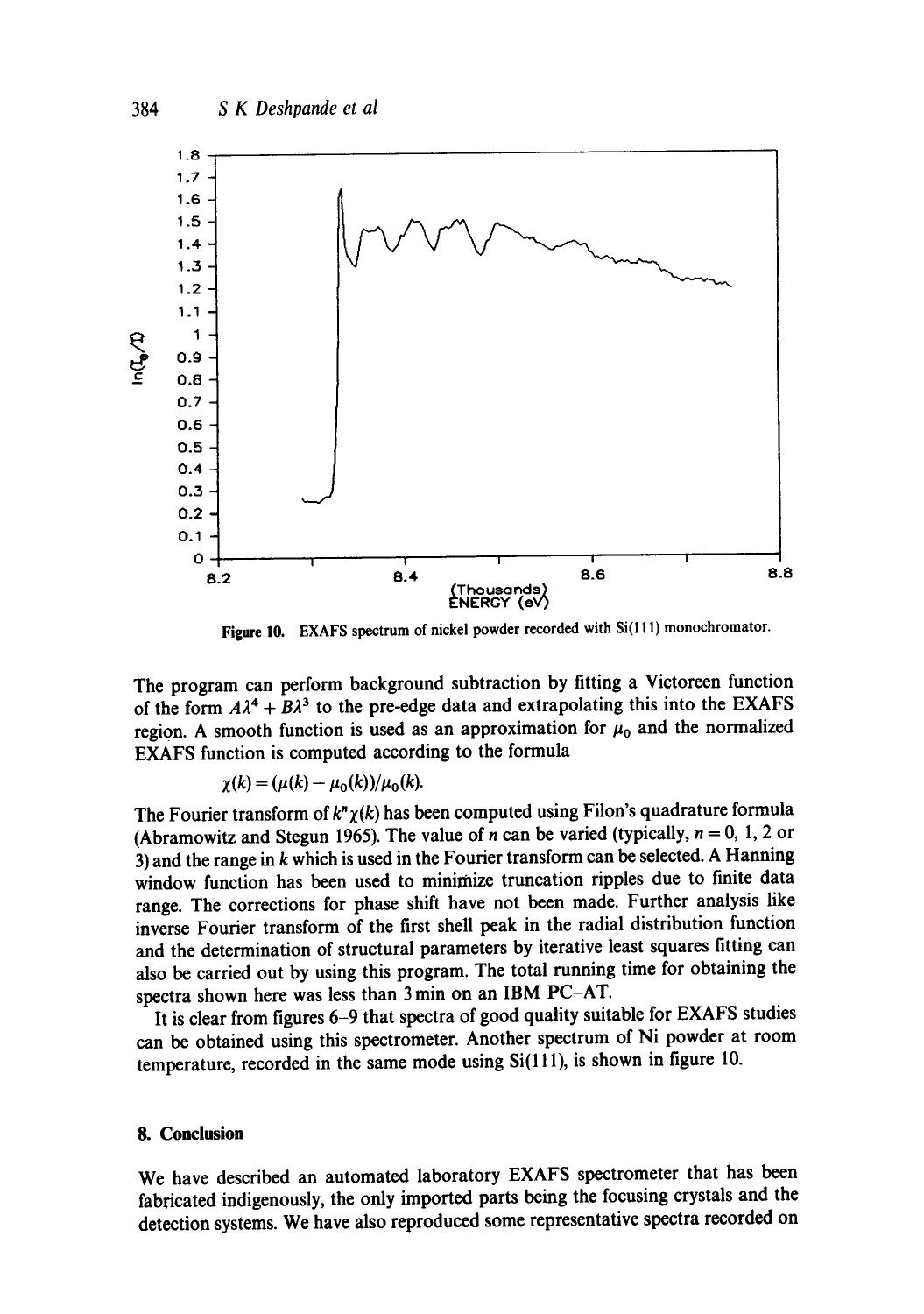**Figure 10.** EXAFS spectrum of nickel powder recorded with Si(111) monochromator.

The program can perform background subtraction by fitting a Victoreen function of the form $A\lambda^4 + B\lambda^3$ to the pre-edge data and extrapolating this into the EXAFS region. A smooth function is used as an approximation for $\mu_0$ and the normalized EXAFS function is computed according to the formula

$$\chi(k) = (\mu(k) - \mu_0(k))/\mu_0(k).$$

The Fourier transform of $k^n\chi(k)$ has been computed using Filon's quadrature formula (Abramowitz and Stegun 1965). The value of $n$ can be varied (typically, $n = 0$, 1, 2 or 3) and the range in $k$ which is used in the Fourier transform can be selected. A Hanning window function has been used to minimize truncation ripples due to finite data range. The corrections for phase shift have not been made. Further analysis like inverse Fourier transform of the first shell peak in the radial distribution function and the determination of structural parameters by iterative least squares fitting can also be carried out by using this program. The total running time for obtaining the spectra shown here was less than 3 min on an IBM PC-AT.

It is clear from figures 6–9 that spectra of good quality suitable for EXAFS studies can be obtained using this spectrometer. Another spectrum of Ni powder at room temperature, recorded in the same mode using Si(111), is shown in figure 10.

## 8. Conclusion

We have described an automated laboratory EXAFS spectrometer that has been fabricated indigenously, the only imported parts being the focusing crystals and the detection systems. We have also reproduced some representative spectra recorded on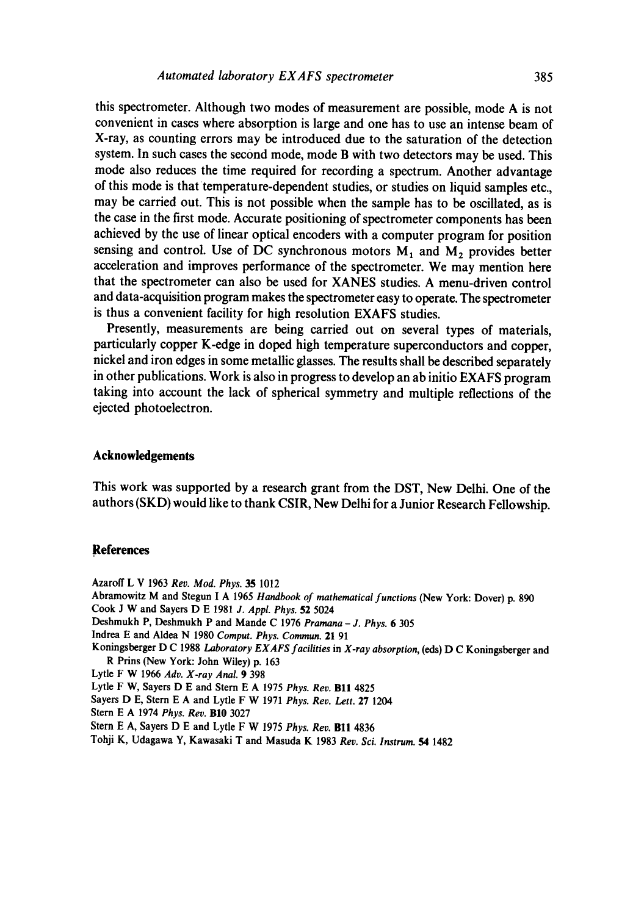this spectrometer. Although two modes of measurement are possible, mode A is not convenient in cases where absorption is large and one has to use an intense beam of X-ray, as counting errors may be introduced due to the saturation of the detection system. In such cases the second mode, mode B with two detectors may be used. This mode also reduces the time required for recording a spectrum. Another advantage of this mode is that temperature-dependent studies, or studies on liquid samples etc., may be carried out. This is not possible when the sample has to be oscillated, as is the case in the first mode. Accurate positioning of spectrometer components has been achieved by the use of linear optical encoders with a computer program for position sensing and control. Use of DC synchronous motors $M_1$ and $M_2$ provides better acceleration and improves performance of the spectrometer. We may mention here that the spectrometer can also be used for XANES studies. A menu-driven control and data-acquisition program makes the spectrometer easy to operate. The spectrometer is thus a convenient facility for high resolution EXAFS studies.

Presently, measurements are being carried out on several types of materials, particularly copper K-edge in doped high temperature superconductors and copper, nickel and iron edges in some metallic glasses. The results shall be described separately in other publications. Work is also in progress to develop an ab initio EXAFS program taking into account the lack of spherical symmetry and multiple reflections of the ejected photoelectron.

## Acknowledgements

This work was supported by a research grant from the DST, New Delhi. One of the authors (SKD) would like to thank CSIR, New Delhi for a Junior Research Fellowship.

## References

Azaroff L V 1963 *Rev. Mod. Phys.* **35** 1012

Abramowitz M and Stegun I A 1965 *Handbook of mathematical functions* (New York: Dover) p. 890

Cook J W and Sayers D E 1981 *J. Appl. Phys.* **52** 5024

Deshmukh P, Deshmukh P and Mande C 1976 *Pramana – J. Phys.* **6** 305

Indrea E and Aldea N 1980 *Comput. Phys. Commun.* **21** 91

Koningsberger D C 1988 *Laboratory EXAFS facilities* in *X-ray absorption*, (eds) D C Koningsberger and R Prins (New York: John Wiley) p. 163

Lytle F W 1966 *Adv. X-ray Anal.* **9** 398

Lytle F W, Sayers D E and Stern E A 1975 *Phys. Rev.* **B11** 4825

Sayers D E, Stern E A and Lytle F W 1971 *Phys. Rev. Lett.* **27** 1204

Stern E A 1974 *Phys. Rev.* **B10** 3027

Stern E A, Sayers D E and Lytle F W 1975 *Phys. Rev.* **B11** 4836

Tohji K, Udagawa Y, Kawasaki T and Masuda K 1983 *Rev. Sci. Instrum.* **54** 1482